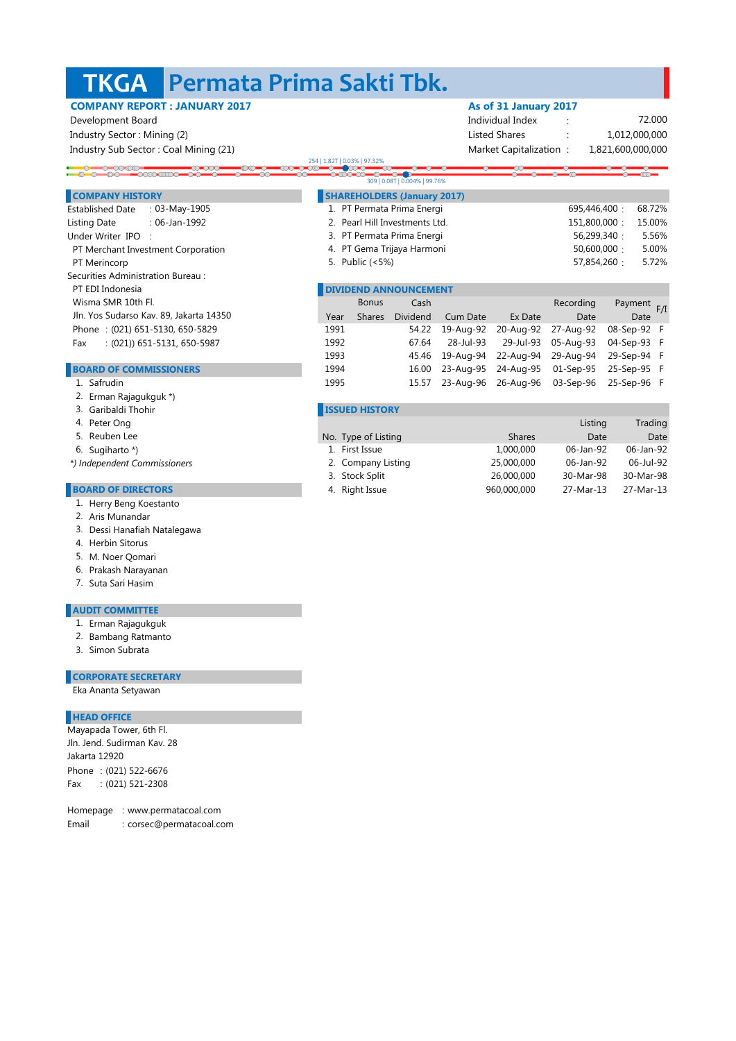# TKGA Permata Prima Sakti Tbk.

**COMPANY REPORT : JANUARY 2017**

Development Board
Industry Sector : Mining (2)
Industry Sub Sector : Coal Mining (21)

**As of 31 January 2017**

| | | |
|---|---|---|
| Individual Index | : | 72.000 |
| Listed Shares | : | 1,012,000,000 |
| Market Capitalization | : | 1,821,600,000,000 |

254 | 1.82T | 0.03% | 97.32%

309 | 0.08T | 0.004% | 99.76%

## COMPANY HISTORY

Established Date : 03-May-1905
Listing Date : 06-Jan-1992
Under Writer IPO :
PT Merchant Investment Corporation
PT Merincorp
Securities Administration Bureau :
PT EDI Indonesia
Wisma SMR 10th Fl.
Jln. Yos Sudarso Kav. 89, Jakarta 14350
Phone : (021) 651-5130, 650-5829
Fax : (021)) 651-5131, 650-5987

## BOARD OF COMMISSIONERS

1. Safrudin
2. Erman Rajagukguk *)
3. Garibaldi Thohir
4. Peter Ong
5. Reuben Lee
6. Sugiharto *)

*) Independent Commissioners*

## BOARD OF DIRECTORS

1. Herry Beng Koestanto
2. Aris Munandar
3. Dessi Hanafiah Natalegawa
4. Herbin Sitorus
5. M. Noer Qomari
6. Prakash Narayanan
7. Suta Sari Hasim

## AUDIT COMMITTEE

1. Erman Rajagukguk
2. Bambang Ratmanto
3. Simon Subrata

## CORPORATE SECRETARY

Eka Ananta Setyawan

## HEAD OFFICE

Mayapada Tower, 6th Fl.
Jln. Jend. Sudirman Kav. 28
Jakarta 12920
Phone : (021) 522-6676
Fax : (021) 521-2308

Homepage : www.permatacoal.com
Email : corsec@permatacoal.com

## SHAREHOLDERS (January 2017)

| No. | Shareholder | Shares | % |
|---|---|---|---|
| 1. | PT Permata Prima Energi | 695,446,400 | 68.72% |
| 2. | Pearl Hill Investments Ltd. | 151,800,000 | 15.00% |
| 3. | PT Permata Prima Energi | 56,299,340 | 5.56% |
| 4. | PT Gema Trijaya Harmoni | 50,600,000 | 5.00% |
| 5. | Public (<5%) | 57,854,260 | 5.72% |

## DIVIDEND ANNOUNCEMENT

| Year | Bonus Shares | Cash Dividend | Cum Date | Ex Date | Recording Date | Payment Date | F/I |
|---|---|---|---|---|---|---|---|
| 1991 | | 54.22 | 19-Aug-92 | 20-Aug-92 | 27-Aug-92 | 08-Sep-92 | F |
| 1992 | | 67.64 | 28-Jul-93 | 29-Jul-93 | 05-Aug-93 | 04-Sep-93 | F |
| 1993 | | 45.46 | 19-Aug-94 | 22-Aug-94 | 29-Aug-94 | 29-Sep-94 | F |
| 1994 | | 16.00 | 23-Aug-95 | 24-Aug-95 | 01-Sep-95 | 25-Sep-95 | F |
| 1995 | | 15.57 | 23-Aug-96 | 26-Aug-96 | 03-Sep-96 | 25-Sep-96 | F |

## ISSUED HISTORY

| No. | Type of Listing | Shares | Listing Date | Trading Date |
|---|---|---|---|---|
| 1. | First Issue | 1,000,000 | 06-Jan-92 | 06-Jan-92 |
| 2. | Company Listing | 25,000,000 | 06-Jan-92 | 06-Jul-92 |
| 3. | Stock Split | 26,000,000 | 30-Mar-98 | 30-Mar-98 |
| 4. | Right Issue | 960,000,000 | 27-Mar-13 | 27-Mar-13 |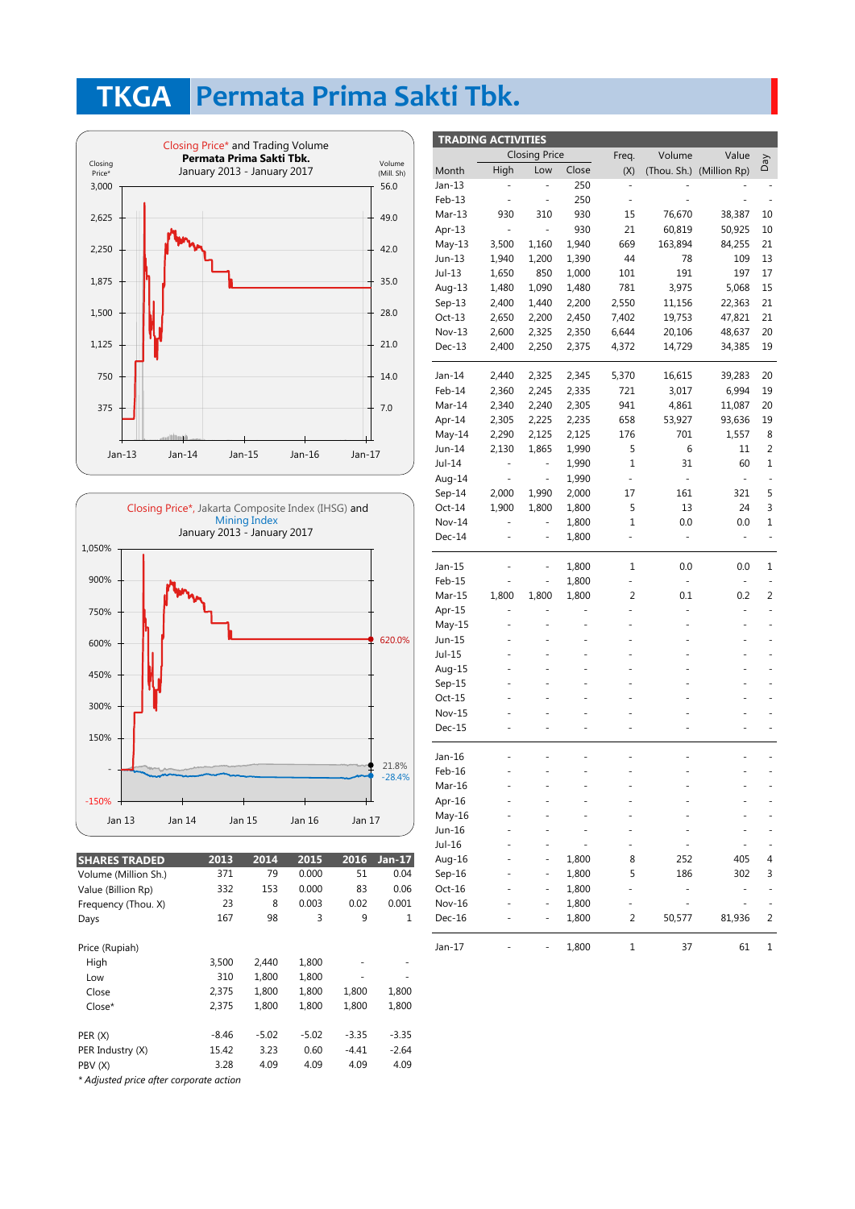# TKGA Permata Prima Sakti Tbk.

Closing Price* and Trading Volume
**Permata Prima Sakti Tbk.**
January 2013 - January 2017

Closing Price*, Jakarta Composite Index (IHSG) and Mining Index
January 2013 - January 2017

| SHARES TRADED | 2013 | 2014 | 2015 | 2016 | Jan-17 |
|---|---|---|---|---|---|
| Volume (Million Sh.) | 371 | 79 | 0.000 | 51 | 0.04 |
| Value (Billion Rp) | 332 | 153 | 0.000 | 83 | 0.06 |
| Frequency (Thou. X) | 23 | 8 | 0.003 | 0.02 | 0.001 |
| Days | 167 | 98 | 3 | 9 | 1 |
| **Price (Rupiah)** | | | | | |
| High | 3,500 | 2,440 | 1,800 | - | - |
| Low | 310 | 1,800 | 1,800 | - | - |
| Close | 2,375 | 1,800 | 1,800 | 1,800 | 1,800 |
| Close* | 2,375 | 1,800 | 1,800 | 1,800 | 1,800 |
| PER (X) | -8.46 | -5.02 | -5.02 | -3.35 | -3.35 |
| PER Industry (X) | 15.42 | 3.23 | 0.60 | -4.41 | -2.64 |
| PBV (X) | 3.28 | 4.09 | 4.09 | 4.09 | 4.09 |

*\* Adjusted price after corporate action*

## TRADING ACTIVITIES

| Month | Closing Price High | Closing Price Low | Closing Price Close | Freq. (X) | Volume (Thou. Sh.) | Value (Million Rp) | Day |
|---|---|---|---|---|---|---|---|
| Jan-13 | - | - | 250 | - | - | - | - |
| Feb-13 | - | - | 250 | - | - | - | - |
| Mar-13 | 930 | 310 | 930 | 15 | 76,670 | 38,387 | 10 |
| Apr-13 | - | - | 930 | 21 | 60,819 | 50,925 | 10 |
| May-13 | 3,500 | 1,160 | 1,940 | 669 | 163,894 | 84,255 | 21 |
| Jun-13 | 1,940 | 1,200 | 1,390 | 44 | 78 | 109 | 13 |
| Jul-13 | 1,650 | 850 | 1,000 | 101 | 191 | 197 | 17 |
| Aug-13 | 1,480 | 1,090 | 1,480 | 781 | 3,975 | 5,068 | 15 |
| Sep-13 | 2,400 | 1,440 | 2,200 | 2,550 | 11,156 | 22,363 | 21 |
| Oct-13 | 2,650 | 2,200 | 2,450 | 7,402 | 19,753 | 47,821 | 21 |
| Nov-13 | 2,600 | 2,325 | 2,350 | 6,644 | 20,106 | 48,637 | 20 |
| Dec-13 | 2,400 | 2,250 | 2,375 | 4,372 | 14,729 | 34,385 | 19 |
| Jan-14 | 2,440 | 2,325 | 2,345 | 5,370 | 16,615 | 39,283 | 20 |
| Feb-14 | 2,360 | 2,245 | 2,335 | 721 | 3,017 | 6,994 | 19 |
| Mar-14 | 2,340 | 2,240 | 2,305 | 941 | 4,861 | 11,087 | 20 |
| Apr-14 | 2,305 | 2,225 | 2,235 | 658 | 53,927 | 93,636 | 19 |
| May-14 | 2,290 | 2,125 | 2,125 | 176 | 701 | 1,557 | 8 |
| Jun-14 | 2,130 | 1,865 | 1,990 | 5 | 6 | 11 | 2 |
| Jul-14 | - | - | 1,990 | 1 | 31 | 60 | 1 |
| Aug-14 | - | - | 1,990 | - | - | - | - |
| Sep-14 | 2,000 | 1,990 | 2,000 | 17 | 161 | 321 | 5 |
| Oct-14 | 1,900 | 1,800 | 1,800 | 5 | 13 | 24 | 3 |
| Nov-14 | - | - | 1,800 | 1 | 0.0 | 0.0 | 1 |
| Dec-14 | - | - | 1,800 | - | - | - | - |
| Jan-15 | - | - | 1,800 | 1 | 0.0 | 0.0 | 1 |
| Feb-15 | - | - | 1,800 | - | - | - | - |
| Mar-15 | 1,800 | 1,800 | 1,800 | 2 | 0.1 | 0.2 | 2 |
| Apr-15 | - | - | - | - | - | - | - |
| May-15 | - | - | - | - | - | - | - |
| Jun-15 | - | - | - | - | - | - | - |
| Jul-15 | - | - | - | - | - | - | - |
| Aug-15 | - | - | - | - | - | - | - |
| Sep-15 | - | - | - | - | - | - | - |
| Oct-15 | - | - | - | - | - | - | - |
| Nov-15 | - | - | - | - | - | - | - |
| Dec-15 | - | - | - | - | - | - | - |
| Jan-16 | - | - | - | - | - | - | - |
| Feb-16 | - | - | - | - | - | - | - |
| Mar-16 | - | - | - | - | - | - | - |
| Apr-16 | - | - | - | - | - | - | - |
| May-16 | - | - | - | - | - | - | - |
| Jun-16 | - | - | - | - | - | - | - |
| Jul-16 | - | - | - | - | - | - | - |
| Aug-16 | - | - | 1,800 | 8 | 252 | 405 | 4 |
| Sep-16 | - | - | 1,800 | 5 | 186 | 302 | 3 |
| Oct-16 | - | - | 1,800 | - | - | - | - |
| Nov-16 | - | - | 1,800 | - | - | - | - |
| Dec-16 | - | - | 1,800 | 2 | 50,577 | 81,936 | 2 |
| Jan-17 | - | - | 1,800 | 1 | 37 | 61 | 1 |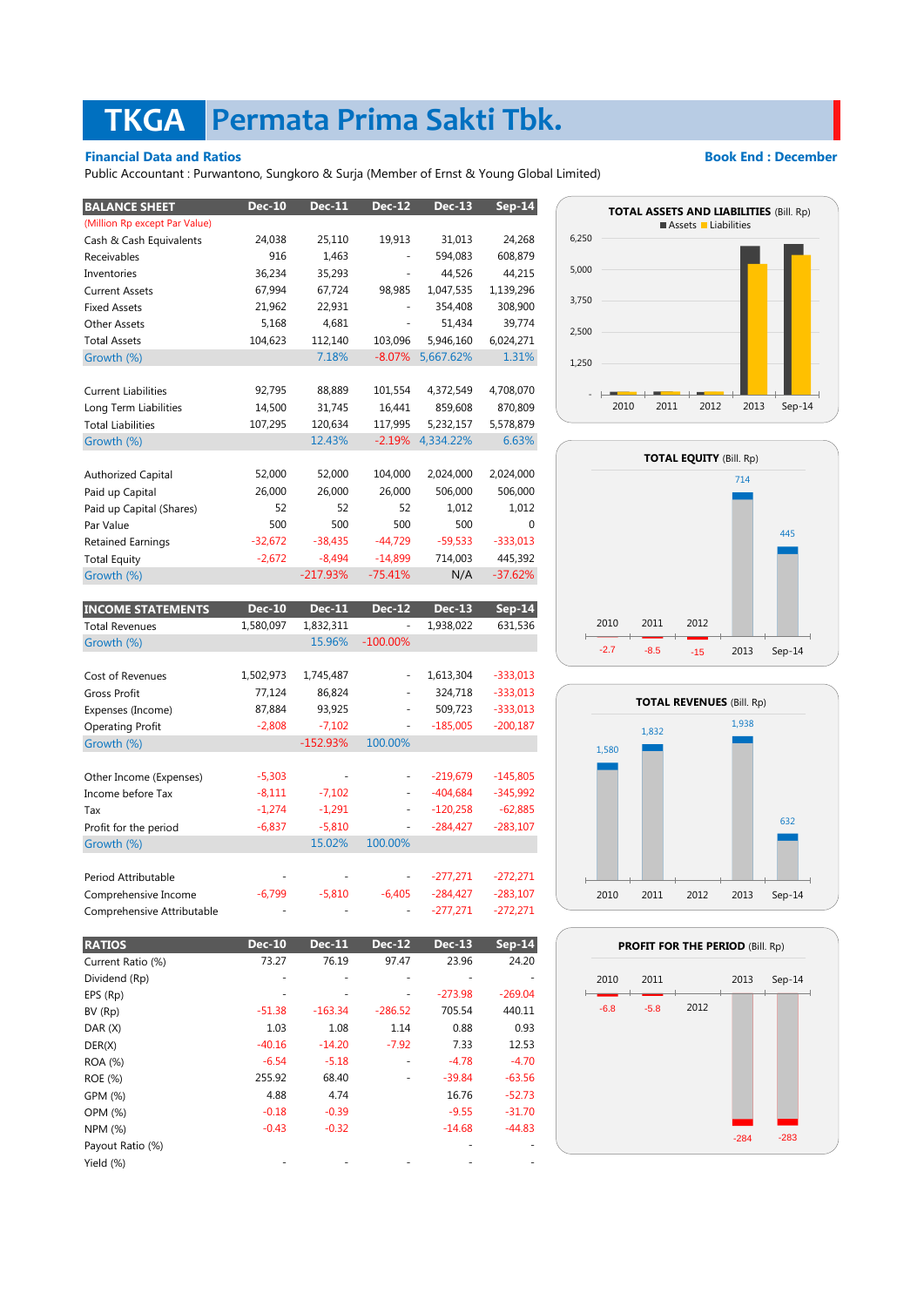# TKGA Permata Prima Sakti Tbk.

**Financial Data and Ratios** — **Book End : December**

Public Accountant : Purwantono, Sungkoro & Surja (Member of Ernst & Young Global Limited)

| BALANCE SHEET | Dec-10 | Dec-11 | Dec-12 | Dec-13 | Sep-14 |
|---|---|---|---|---|---|
| (Million Rp except Par Value) | | | | | |
| Cash & Cash Equivalents | 24,038 | 25,110 | 19,913 | 31,013 | 24,268 |
| Receivables | 916 | 1,463 | - | 594,083 | 608,879 |
| Inventories | 36,234 | 35,293 | - | 44,526 | 44,215 |
| Current Assets | 67,994 | 67,724 | 98,985 | 1,047,535 | 1,139,296 |
| Fixed Assets | 21,962 | 22,931 | - | 354,408 | 308,900 |
| Other Assets | 5,168 | 4,681 | - | 51,434 | 39,774 |
| Total Assets | 104,623 | 112,140 | 103,096 | 5,946,160 | 6,024,271 |
| Growth (%) | | 7.18% | -8.07% | 5,667.62% | 1.31% |
| | | | | | |
| Current Liabilities | 92,795 | 88,889 | 101,554 | 4,372,549 | 4,708,070 |
| Long Term Liabilities | 14,500 | 31,745 | 16,441 | 859,608 | 870,809 |
| Total Liabilities | 107,295 | 120,634 | 117,995 | 5,232,157 | 5,578,879 |
| Growth (%) | | 12.43% | -2.19% | 4,334.22% | 6.63% |
| | | | | | |
| Authorized Capital | 52,000 | 52,000 | 104,000 | 2,024,000 | 2,024,000 |
| Paid up Capital | 26,000 | 26,000 | 26,000 | 506,000 | 506,000 |
| Paid up Capital (Shares) | 52 | 52 | 52 | 1,012 | 1,012 |
| Par Value | 500 | 500 | 500 | 500 | 0 |
| Retained Earnings | -32,672 | -38,435 | -44,729 | -59,533 | -333,013 |
| Total Equity | -2,672 | -8,494 | -14,899 | 714,003 | 445,392 |
| Growth (%) | | -217.93% | -75.41% | N/A | -37.62% |

| INCOME STATEMENTS | Dec-10 | Dec-11 | Dec-12 | Dec-13 | Sep-14 |
|---|---|---|---|---|---|
| Total Revenues | 1,580,097 | 1,832,311 | - | 1,938,022 | 631,536 |
| Growth (%) | | 15.96% | -100.00% | | |
| | | | | | |
| Cost of Revenues | 1,502,973 | 1,745,487 | - | 1,613,304 | -333,013 |
| Gross Profit | 77,124 | 86,824 | - | 324,718 | -333,013 |
| Expenses (Income) | 87,884 | 93,925 | - | 509,723 | -333,013 |
| Operating Profit | -2,808 | -7,102 | - | -185,005 | -200,187 |
| Growth (%) | | -152.93% | 100.00% | | |
| | | | | | |
| Other Income (Expenses) | -5,303 | - | - | -219,679 | -145,805 |
| Income before Tax | -8,111 | -7,102 | - | -404,684 | -345,992 |
| Tax | -1,274 | -1,291 | - | -120,258 | -62,885 |
| Profit for the period | -6,837 | -5,810 | - | -284,427 | -283,107 |
| Growth (%) | | 15.02% | 100.00% | | |
| | | | | | |
| Period Attributable | - | - | - | -277,271 | -272,271 |
| Comprehensive Income | -6,799 | -5,810 | -6,405 | -284,427 | -283,107 |
| Comprehensive Attributable | - | - | - | -277,271 | -272,271 |

| RATIOS | Dec-10 | Dec-11 | Dec-12 | Dec-13 | Sep-14 |
|---|---|---|---|---|---|
| Current Ratio (%) | 73.27 | 76.19 | 97.47 | 23.96 | 24.20 |
| Dividend (Rp) | - | - | - | - | - |
| EPS (Rp) | - | - | - | -273.98 | -269.04 |
| BV (Rp) | -51.38 | -163.34 | -286.52 | 705.54 | 440.11 |
| DAR (X) | 1.03 | 1.08 | 1.14 | 0.88 | 0.93 |
| DER(X) | -40.16 | -14.20 | -7.92 | 7.33 | 12.53 |
| ROA (%) | -6.54 | -5.18 | - | -4.78 | -4.70 |
| ROE (%) | 255.92 | 68.40 | - | -39.84 | -63.56 |
| GPM (%) | 4.88 | 4.74 | | 16.76 | -52.73 |
| OPM (%) | -0.18 | -0.39 | | -9.55 | -31.70 |
| NPM (%) | -0.43 | -0.32 | | -14.68 | -44.83 |
| Payout Ratio (%) | | | | - | - |
| Yield (%) | - | - | - | - | - |

**TOTAL ASSETS AND LIABILITIES** (Bill. Rp)
Assets Liabilities
6,250
5,000
3,750
2,500
1,250
-
2010 2011 2012 2013 Sep-14

**TOTAL EQUITY** (Bill. Rp)
714
445
2010 2011 2012 2013 Sep-14
-2.7 -8.5 -15

**TOTAL REVENUES** (Bill. Rp)
1,580 1,832 1,938 632
2010 2011 2012 2013 Sep-14

**PROFIT FOR THE PERIOD** (Bill. Rp)
2010 2011 2012 2013 Sep-14
-6.8 -5.8 -284 -283